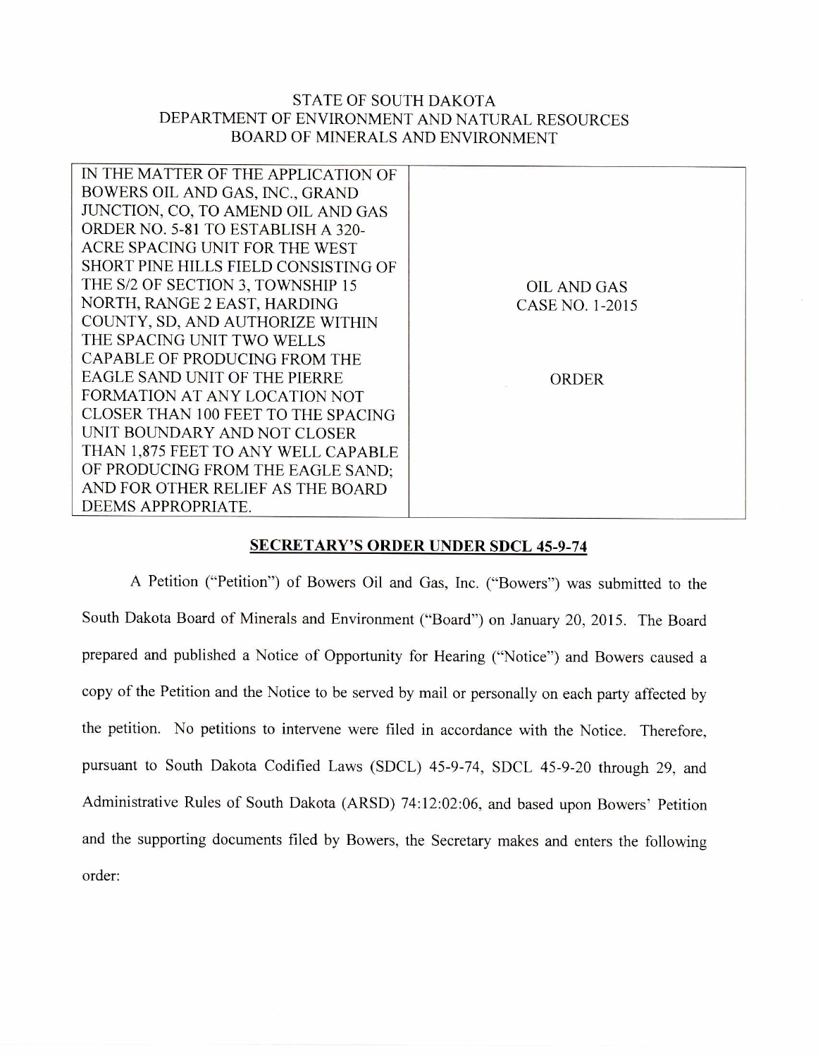STATE OF SOUTH DAKOTA
DEPARTMENT OF ENVIRONMENT AND NATURAL RESOURCES
BOARD OF MINERALS AND ENVIRONMENT

| IN THE MATTER OF THE APPLICATION OF BOWERS OIL AND GAS, INC., GRAND JUNCTION, CO, TO AMEND OIL AND GAS ORDER NO. 5-81 TO ESTABLISH A 320-ACRE SPACING UNIT FOR THE WEST SHORT PINE HILLS FIELD CONSISTING OF THE S/2 OF SECTION 3, TOWNSHIP 15 NORTH, RANGE 2 EAST, HARDING COUNTY, SD, AND AUTHORIZE WITHIN THE SPACING UNIT TWO WELLS CAPABLE OF PRODUCING FROM THE EAGLE SAND UNIT OF THE PIERRE FORMATION AT ANY LOCATION NOT CLOSER THAN 100 FEET TO THE SPACING UNIT BOUNDARY AND NOT CLOSER THAN 1,875 FEET TO ANY WELL CAPABLE OF PRODUCING FROM THE EAGLE SAND; AND FOR OTHER RELIEF AS THE BOARD DEEMS APPROPRIATE. | OIL AND GAS CASE NO. 1-2015<br><br>ORDER |
|---|---|

**SECRETARY'S ORDER UNDER SDCL 45-9-74**

A Petition ("Petition") of Bowers Oil and Gas, Inc. ("Bowers") was submitted to the South Dakota Board of Minerals and Environment ("Board") on January 20, 2015. The Board prepared and published a Notice of Opportunity for Hearing ("Notice") and Bowers caused a copy of the Petition and the Notice to be served by mail or personally on each party affected by the petition. No petitions to intervene were filed in accordance with the Notice. Therefore, pursuant to South Dakota Codified Laws (SDCL) 45-9-74, SDCL 45-9-20 through 29, and Administrative Rules of South Dakota (ARSD) 74:12:02:06, and based upon Bowers' Petition and the supporting documents filed by Bowers, the Secretary makes and enters the following order: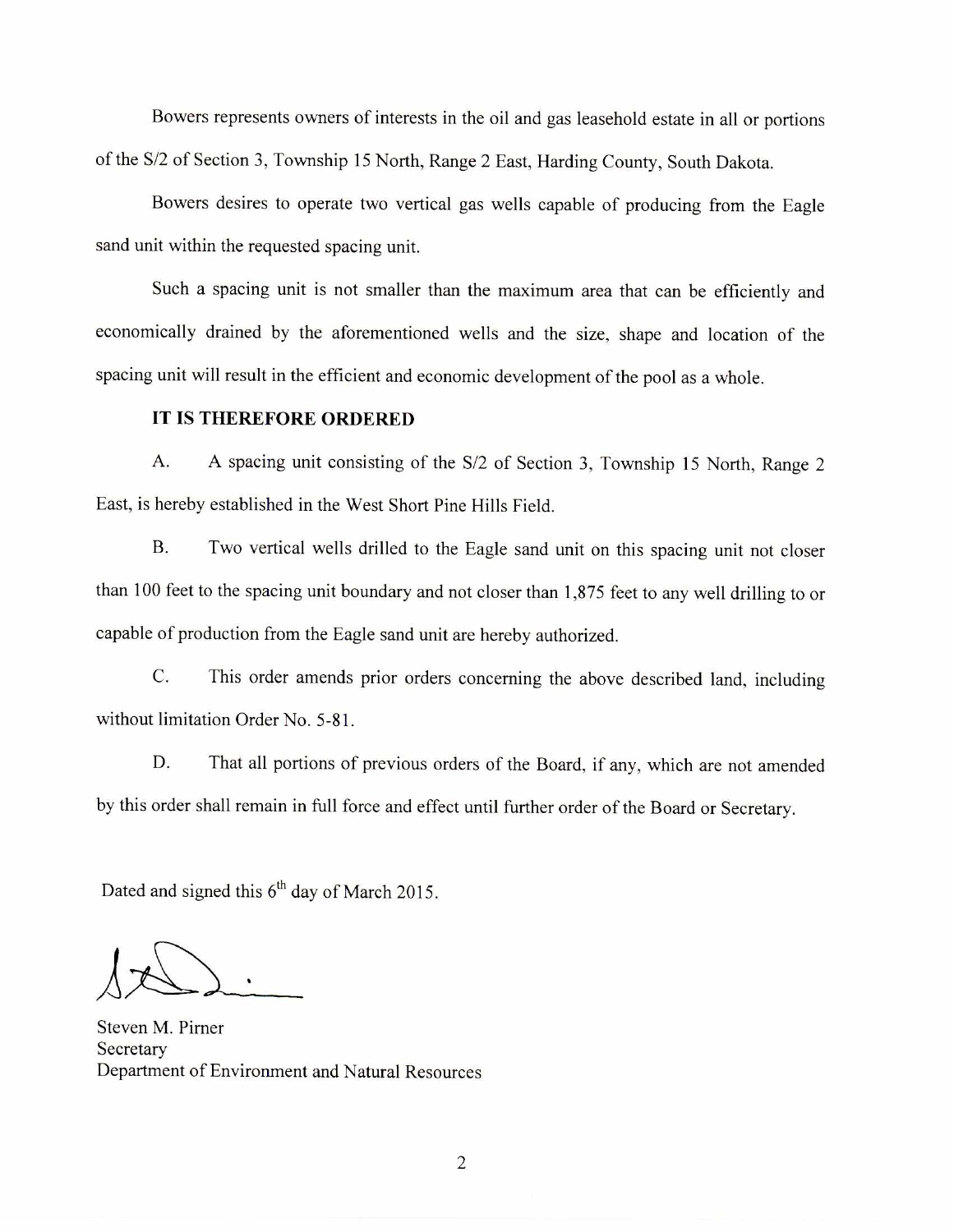Bowers represents owners of interests in the oil and gas leasehold estate in all or portions of the S/2 of Section 3, Township 15 North, Range 2 East, Harding County, South Dakota.

Bowers desires to operate two vertical gas wells capable of producing from the Eagle sand unit within the requested spacing unit.

Such a spacing unit is not smaller than the maximum area that can be efficiently and economically drained by the aforementioned wells and the size, shape and location of the spacing unit will result in the efficient and economic development of the pool as a whole.

**IT IS THEREFORE ORDERED**

A. A spacing unit consisting of the S/2 of Section 3, Township 15 North, Range 2 East, is hereby established in the West Short Pine Hills Field.

B. Two vertical wells drilled to the Eagle sand unit on this spacing unit not closer than 100 feet to the spacing unit boundary and not closer than 1,875 feet to any well drilling to or capable of production from the Eagle sand unit are hereby authorized.

C. This order amends prior orders concerning the above described land, including without limitation Order No. 5-81.

D. That all portions of previous orders of the Board, if any, which are not amended by this order shall remain in full force and effect until further order of the Board or Secretary.

Dated and signed this 6th day of March 2015.

Steven M. Pirner
Secretary
Department of Environment and Natural Resources